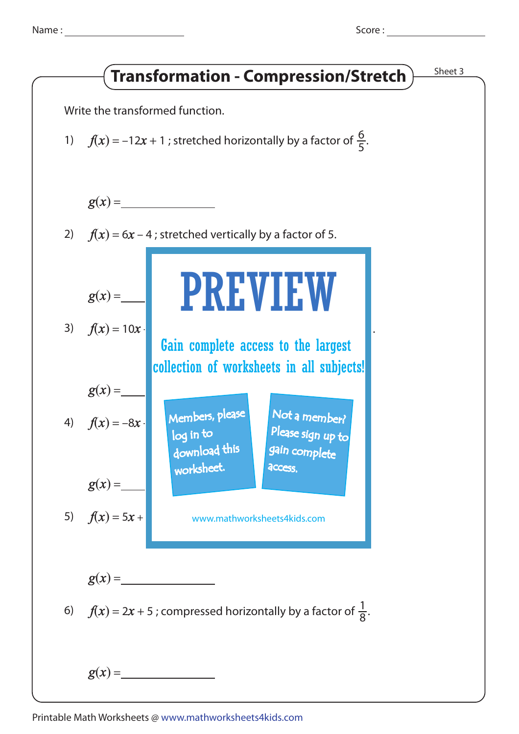Name : ____________ Score : ____________

# Transformation - Compression/Stretch

Sheet 3

Write the transformed function.

1) $f(x) = -12x + 1$ ; stretched horizontally by a factor of $\frac{6}{5}$.

$g(x) =$ ____________

2) $f(x) = 6x - 4$ ; stretched vertically by a factor of 5.

$g(x) =$ ____________

3) $f(x) = 10x$ ...

$g(x) =$ ____________

4) $f(x) = -8x$ ...

$g(x) =$ ____________

5) $f(x) = 5x +$ ...

$g(x) =$ ____________

6) $f(x) = 2x + 5$ ; compressed horizontally by a factor of $\frac{1}{8}$.

$g(x) =$ ____________

PREVIEW

Gain complete access to the largest collection of worksheets in all subjects!

Members, please log in to download this worksheet.

Not a member? Please sign up to gain complete access.

www.mathworksheets4kids.com

Printable Math Worksheets @ www.mathworksheets4kids.com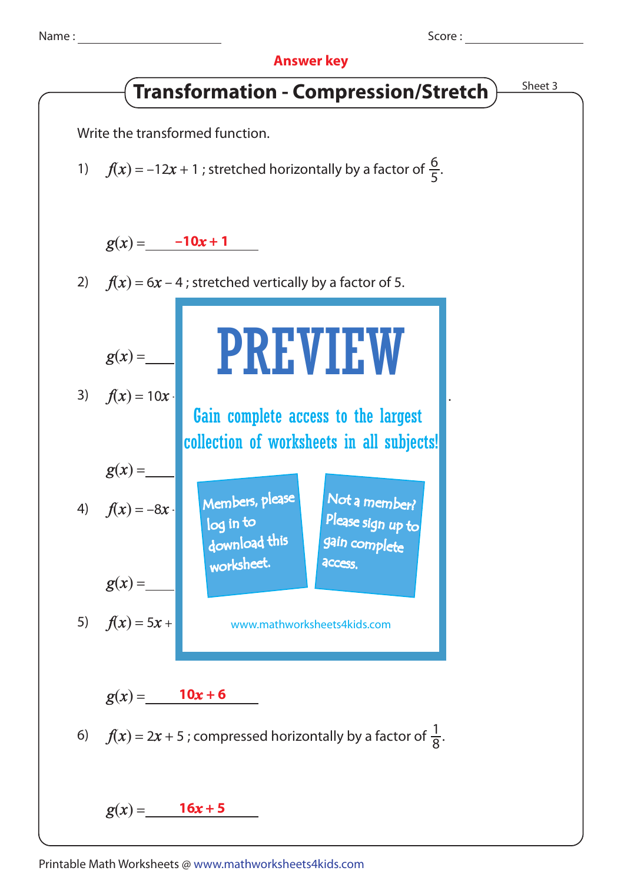Name : ____________________ Score : ____________________

**Answer key**

# Transformation - Compression/Stretch

Sheet 3

Write the transformed function.

1) $f(x) = -12x + 1$ ; stretched horizontally by a factor of $\frac{6}{5}$.

$g(x) =$ **$-10x + 1$**

2) $f(x) = 6x - 4$ ; stretched vertically by a factor of 5.

$g(x) =$ ____

3) $f(x) = 10x$ ...

$g(x) =$ ____

4) $f(x) = -8x$ ...

$g(x) =$ ____

5) $f(x) = 5x +$ ...

**PREVIEW**

Gain complete access to the largest collection of worksheets in all subjects!

Members, please log in to download this worksheet.

Not a member? Please sign up to gain complete access.

www.mathworksheets4kids.com

$g(x) =$ **$10x + 6$**

6) $f(x) = 2x + 5$ ; compressed horizontally by a factor of $\frac{1}{8}$.

$g(x) =$ **$16x + 5$**

Printable Math Worksheets @ www.mathworksheets4kids.com